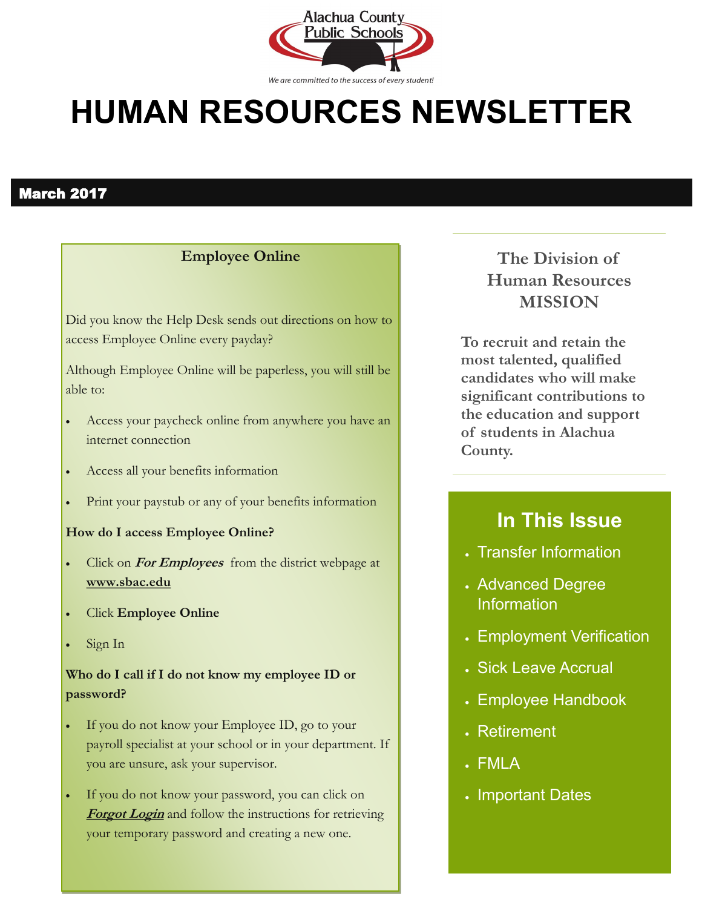Alachua County Public Schools

*We are committed to the success of every student!*

# HUMAN RESOURCES NEWSLETTER

**March 2017**

## Employee Online

Did you know the Help Desk sends out directions on how to access Employee Online every payday?

Although Employee Online will be paperless, you will still be able to:

- Access your paycheck online from anywhere you have an internet connection
- Access all your benefits information
- Print your paystub or any of your benefits information

**How do I access Employee Online?**

- Click on ***For Employees*** from the district webpage at **www.sbac.edu**
- Click **Employee Online**
- Sign In

**Who do I call if I do not know my employee ID or password?**

- If you do not know your Employee ID, go to your payroll specialist at your school or in your department. If you are unsure, ask your supervisor.
- If you do not know your password, you can click on ***Forgot Login*** and follow the instructions for retrieving your temporary password and creating a new one.

## The Division of Human Resources MISSION

**To recruit and retain the most talented, qualified candidates who will make significant contributions to the education and support of students in Alachua County.**

## In This Issue

- Transfer Information
- Advanced Degree Information
- Employment Verification
- Sick Leave Accrual
- Employee Handbook
- Retirement
- FMLA
- Important Dates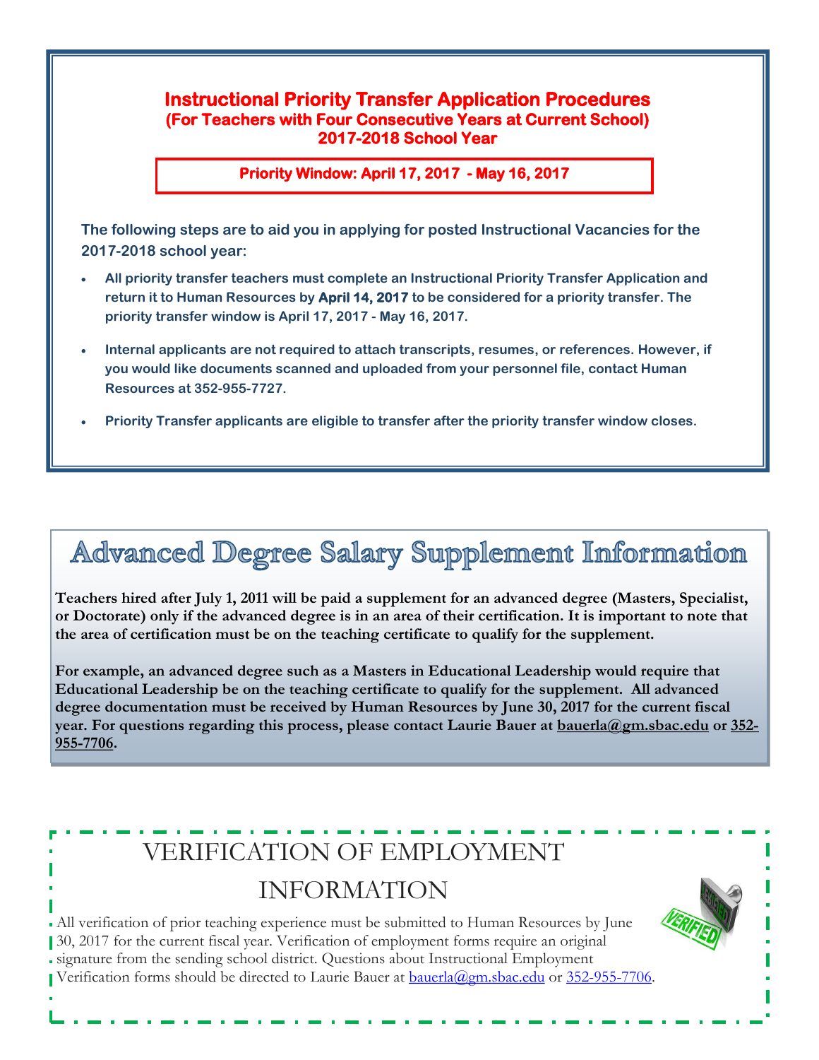## Instructional Priority Transfer Application Procedures
### (For Teachers with Four Consecutive Years at Current School)
### 2017-2018 School Year

**Priority Window: April 17, 2017 - May 16, 2017**

**The following steps are to aid you in applying for posted Instructional Vacancies for the 2017-2018 school year:**

- **All priority transfer teachers must complete an Instructional Priority Transfer Application and return it to Human Resources by April 14, 2017 to be considered for a priority transfer. The priority transfer window is April 17, 2017 - May 16, 2017.**
- **Internal applicants are not required to attach transcripts, resumes, or references. However, if you would like documents scanned and uploaded from your personnel file, contact Human Resources at 352-955-7727.**
- **Priority Transfer applicants are eligible to transfer after the priority transfer window closes.**

## Advanced Degree Salary Supplement Information

**Teachers hired after July 1, 2011 will be paid a supplement for an advanced degree (Masters, Specialist, or Doctorate) only if the advanced degree is in an area of their certification. It is important to note that the area of certification must be on the teaching certificate to qualify for the supplement.**

**For example, an advanced degree such as a Masters in Educational Leadership would require that Educational Leadership be on the teaching certificate to qualify for the supplement. All advanced degree documentation must be received by Human Resources by June 30, 2017 for the current fiscal year. For questions regarding this process, please contact Laurie Bauer at bauerla@gm.sbac.edu or 352-955-7706.**

## VERIFICATION OF EMPLOYMENT INFORMATION

All verification of prior teaching experience must be submitted to Human Resources by June 30, 2017 for the current fiscal year. Verification of employment forms require an original signature from the sending school district. Questions about Instructional Employment Verification forms should be directed to Laurie Bauer at bauerla@gm.sbac.edu or 352-955-7706.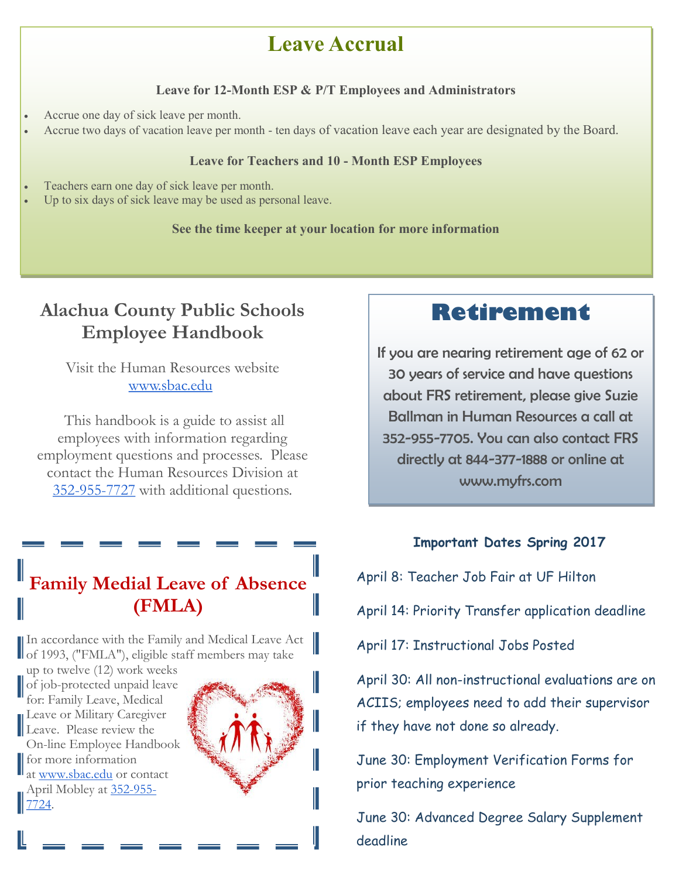# Leave Accrual

**Leave for 12-Month ESP & P/T Employees and Administrators**

- Accrue one day of sick leave per month.
- Accrue two days of vacation leave per month - ten days of vacation leave each year are designated by the Board.

**Leave for Teachers and 10 - Month ESP Employees**

- Teachers earn one day of sick leave per month.
- Up to six days of sick leave may be used as personal leave.

**See the time keeper at your location for more information**

## Alachua County Public Schools Employee Handbook

Visit the Human Resources website
www.sbac.edu

This handbook is a guide to assist all employees with information regarding employment questions and processes. Please contact the Human Resources Division at 352-955-7727 with additional questions.

## Family Medial Leave of Absence (FMLA)

In accordance with the Family and Medical Leave Act of 1993, ("FMLA"), eligible staff members may take up to twelve (12) work weeks of job-protected unpaid leave for: Family Leave, Medical Leave or Military Caregiver Leave. Please review the On-line Employee Handbook for more information at www.sbac.edu or contact April Mobley at 352-955-7724.

# Retirement

If you are nearing retirement age of 62 or 30 years of service and have questions about FRS retirement, please give Suzie Ballman in Human Resources a call at 352-955-7705. You can also contact FRS directly at 844-377-1888 or online at www.myfrs.com

### Important Dates Spring 2017

April 8: Teacher Job Fair at UF Hilton

April 14: Priority Transfer application deadline

April 17: Instructional Jobs Posted

April 30: All non-instructional evaluations are on ACIIS; employees need to add their supervisor if they have not done so already.

June 30: Employment Verification Forms for prior teaching experience

June 30: Advanced Degree Salary Supplement deadline